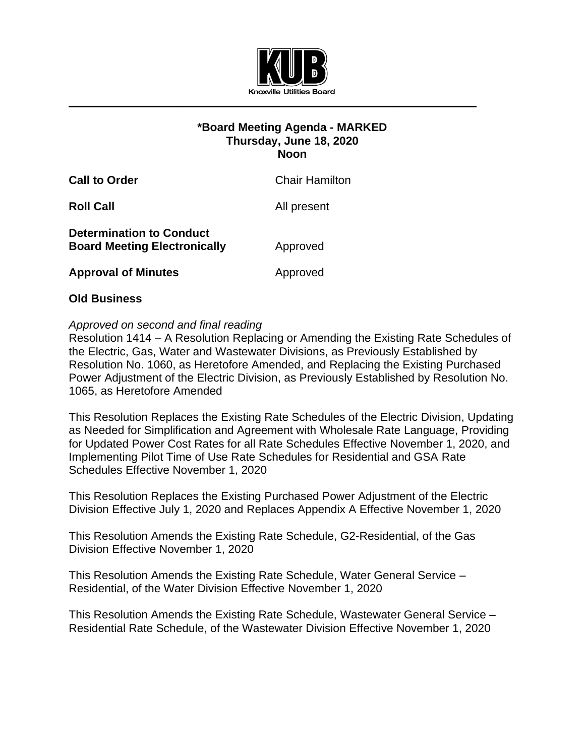Knoxville Utilities Board

**\*Board Meeting Agenda - MARKED**
**Thursday, June 18, 2020**
**Noon**

| | |
|---|---|
| **Call to Order** | Chair Hamilton |
| **Roll Call** | All present |
| **Determination to Conduct Board Meeting Electronically** | Approved |
| **Approval of Minutes** | Approved |

**Old Business**

*Approved on second and final reading*
Resolution 1414 – A Resolution Replacing or Amending the Existing Rate Schedules of the Electric, Gas, Water and Wastewater Divisions, as Previously Established by Resolution No. 1060, as Heretofore Amended, and Replacing the Existing Purchased Power Adjustment of the Electric Division, as Previously Established by Resolution No. 1065, as Heretofore Amended

This Resolution Replaces the Existing Rate Schedules of the Electric Division, Updating as Needed for Simplification and Agreement with Wholesale Rate Language, Providing for Updated Power Cost Rates for all Rate Schedules Effective November 1, 2020, and Implementing Pilot Time of Use Rate Schedules for Residential and GSA Rate Schedules Effective November 1, 2020

This Resolution Replaces the Existing Purchased Power Adjustment of the Electric Division Effective July 1, 2020 and Replaces Appendix A Effective November 1, 2020

This Resolution Amends the Existing Rate Schedule, G2-Residential, of the Gas Division Effective November 1, 2020

This Resolution Amends the Existing Rate Schedule, Water General Service – Residential, of the Water Division Effective November 1, 2020

This Resolution Amends the Existing Rate Schedule, Wastewater General Service – Residential Rate Schedule, of the Wastewater Division Effective November 1, 2020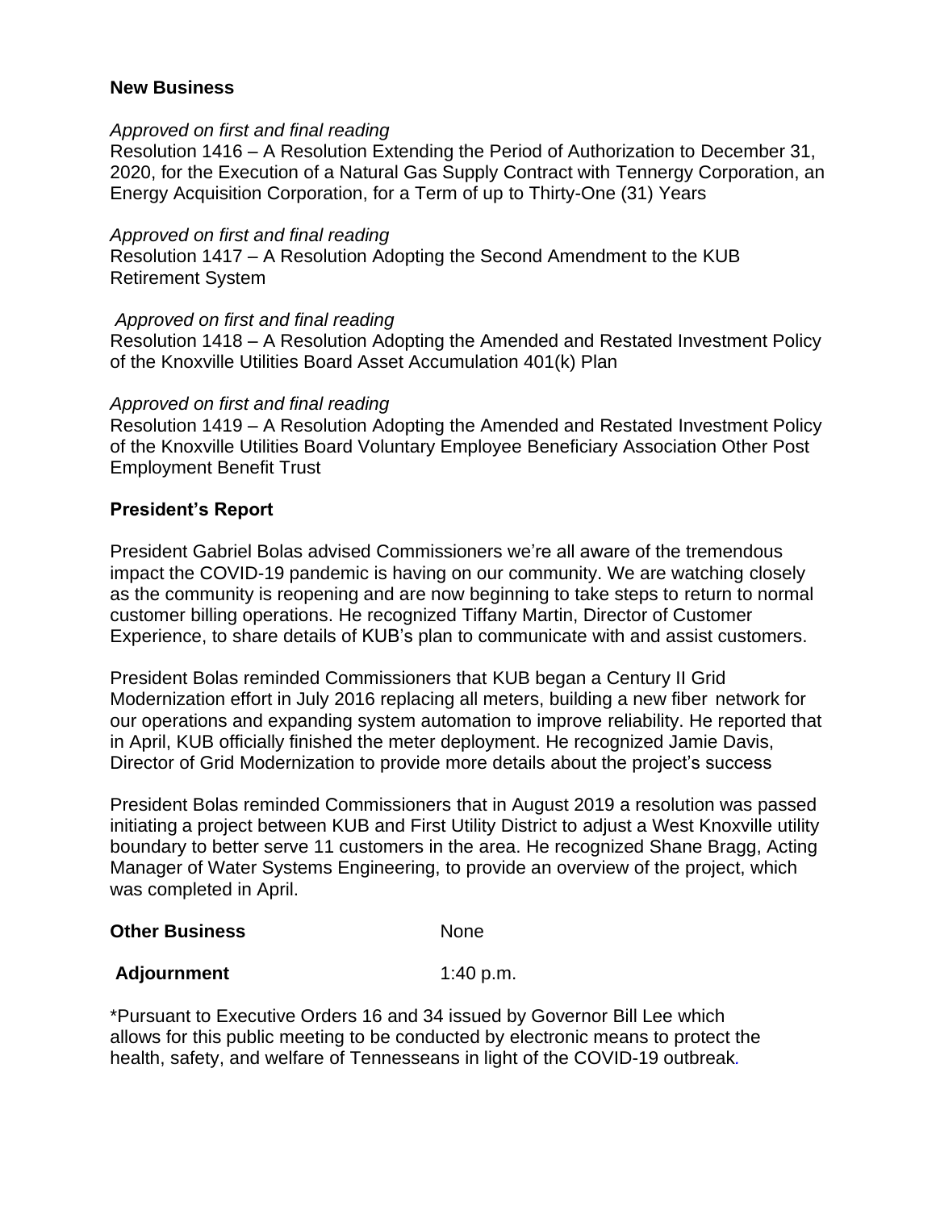**New Business**

*Approved on first and final reading*
Resolution 1416 – A Resolution Extending the Period of Authorization to December 31, 2020, for the Execution of a Natural Gas Supply Contract with Tennergy Corporation, an Energy Acquisition Corporation, for a Term of up to Thirty-One (31) Years

*Approved on first and final reading*
Resolution 1417 – A Resolution Adopting the Second Amendment to the KUB Retirement System

*Approved on first and final reading*
Resolution 1418 – A Resolution Adopting the Amended and Restated Investment Policy of the Knoxville Utilities Board Asset Accumulation 401(k) Plan

*Approved on first and final reading*
Resolution 1419 – A Resolution Adopting the Amended and Restated Investment Policy of the Knoxville Utilities Board Voluntary Employee Beneficiary Association Other Post Employment Benefit Trust

**President's Report**

President Gabriel Bolas advised Commissioners we're all aware of the tremendous impact the COVID-19 pandemic is having on our community. We are watching closely as the community is reopening and are now beginning to take steps to return to normal customer billing operations. He recognized Tiffany Martin, Director of Customer Experience, to share details of KUB's plan to communicate with and assist customers.

President Bolas reminded Commissioners that KUB began a Century II Grid Modernization effort in July 2016 replacing all meters, building a new fiber network for our operations and expanding system automation to improve reliability. He reported that in April, KUB officially finished the meter deployment. He recognized Jamie Davis, Director of Grid Modernization to provide more details about the project's success

President Bolas reminded Commissioners that in August 2019 a resolution was passed initiating a project between KUB and First Utility District to adjust a West Knoxville utility boundary to better serve 11 customers in the area. He recognized Shane Bragg, Acting Manager of Water Systems Engineering, to provide an overview of the project, which was completed in April.

**Other Business** None

**Adjournment** 1:40 p.m.

*Pursuant to Executive Orders 16 and 34 issued by Governor Bill Lee which allows for this public meeting to be conducted by electronic means to protect the health, safety, and welfare of Tennesseans in light of the COVID-19 outbreak.